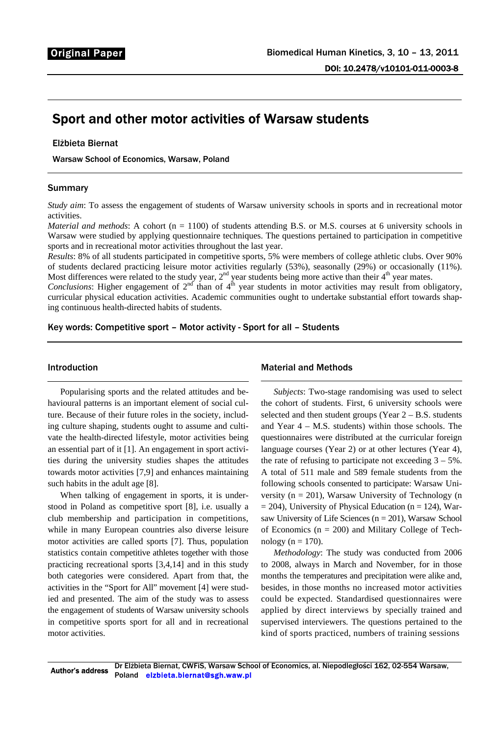Original Paper

# Sport and other motor activities of Warsaw students

Elżbieta Biernat

Warsaw School of Economics, Warsaw, Poland

## Summary

*Study aim*: To assess the engagement of students of Warsaw university schools in sports and in recreational motor activities.

*Material and methods*: A cohort (n = 1100) of students attending B.S. or M.S. courses at 6 university schools in Warsaw were studied by applying questionnaire techniques. The questions pertained to participation in competitive sports and in recreational motor activities throughout the last year.

*Results*: 8% of all students participated in competitive sports, 5% were members of college athletic clubs. Over 90% of students declared practicing leisure motor activities regularly (53%), seasonally (29%) or occasionally (11%). Most differences were related to the study year, 2nd year students being more active than their 4th year mates.

*Conclusions*: Higher engagement of 2nd than of 4th year students in motor activities may result from obligatory, curricular physical education activities. Academic communities ought to undertake substantial effort towards shaping continuous health-directed habits of students.

**Key words**: Competitive sport – Motor activity - Sport for all – Students

## Introduction

Popularising sports and the related attitudes and behavioural patterns is an important element of social culture. Because of their future roles in the society, including culture shaping, students ought to assume and cultivate the health-directed lifestyle, motor activities being an essential part of it [1]. An engagement in sport activities during the university studies shapes the attitudes towards motor activities [7,9] and enhances maintaining such habits in the adult age [8].

When talking of engagement in sports, it is understood in Poland as competitive sport [8], i.e. usually a club membership and participation in competitions, while in many European countries also diverse leisure motor activities are called sports [7]. Thus, population statistics contain competitive athletes together with those practicing recreational sports [3,4,14] and in this study both categories were considered. Apart from that, the activities in the "Sport for All" movement [4] were studied and presented. The aim of the study was to assess the engagement of students of Warsaw university schools in competitive sports sport for all and in recreational motor activities.

## Material and Methods

*Subjects*: Two-stage randomising was used to select the cohort of students. First, 6 university schools were selected and then student groups (Year 2 – B.S. students and Year 4 – M.S. students) within those schools. The questionnaires were distributed at the curricular foreign language courses (Year 2) or at other lectures (Year 4), the rate of refusing to participate not exceeding 3 – 5%. A total of 511 male and 589 female students from the following schools consented to participate: Warsaw University (n = 201), Warsaw University of Technology (n = 204), University of Physical Education (n = 124), Warsaw University of Life Sciences (n = 201), Warsaw School of Economics (n = 200) and Military College of Technology (n = 170).

*Methodology*: The study was conducted from 2006 to 2008, always in March and November, for in those months the temperatures and precipitation were alike and, besides, in those months no increased motor activities could be expected. Standardised questionnaires were applied by direct interviews by specially trained and supervised interviewers. The questions pertained to the kind of sports practiced, numbers of training sessions

Author's address: Dr Elżbieta Biernat, CWFiS, Warsaw School of Economics, al. Niepodległości 162, 02-554 Warsaw, Poland elzbieta.biernat@sgh.waw.pl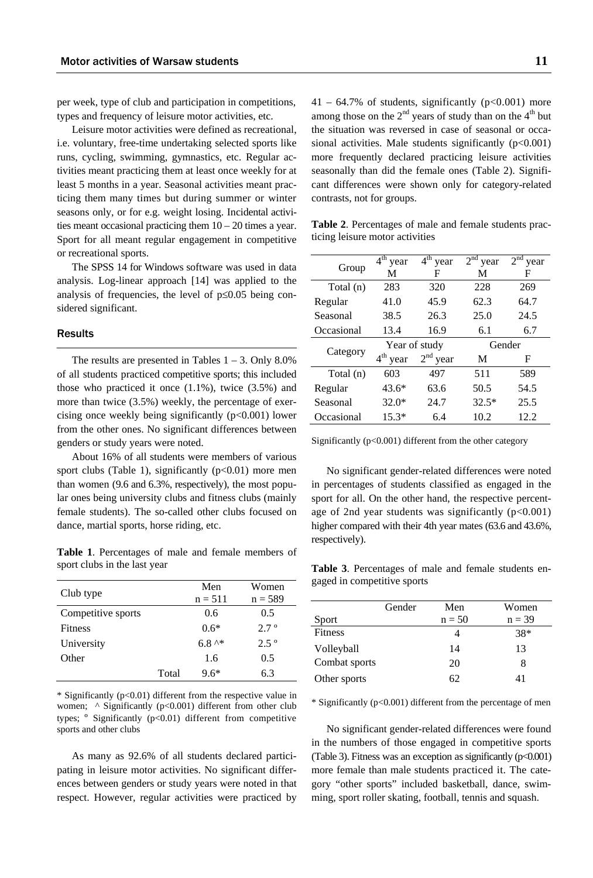per week, type of club and participation in competitions, types and frequency of leisure motor activities, etc.

Leisure motor activities were defined as recreational, i.e. voluntary, free-time undertaking selected sports like runs, cycling, swimming, gymnastics, etc. Regular activities meant practicing them at least once weekly for at least 5 months in a year. Seasonal activities meant practicing them many times but during summer or winter seasons only, or for e.g. weight losing. Incidental activities meant occasional practicing them 10 – 20 times a year. Sport for all meant regular engagement in competitive or recreational sports.

The SPSS 14 for Windows software was used in data analysis. Log-linear approach [14] was applied to the analysis of frequencies, the level of $p \le 0.05$ being considered significant.

## Results

The results are presented in Tables 1 – 3. Only 8.0% of all students practiced competitive sports; this included those who practiced it once (1.1%), twice (3.5%) and more than twice (3.5%) weekly, the percentage of exercising once weekly being significantly ($p<0.001$) lower from the other ones. No significant differences between genders or study years were noted.

About 16% of all students were members of various sport clubs (Table 1), significantly ($p<0.01$) more men than women (9.6 and 6.3%, respectively), the most popular ones being university clubs and fitness clubs (mainly female students). The so-called other clubs focused on dance, martial sports, horse riding, etc.

**Table 1**. Percentages of male and female members of sport clubs in the last year

| Club type | Men n = 511 | Women n = 589 |
|---|---|---|
| Competitive sports | 0.6 | 0.5 |
| Fitness | 0.6* | 2.7 º |
| University | 6.8 ^* | 2.5 º |
| Other | 1.6 | 0.5 |
| Total | 9.6* | 6.3 |

* Significantly ($p<0.01$) different from the respective value in women; ^ Significantly ($p<0.001$) different from other club types; º Significantly ($p<0.01$) different from competitive sports and other clubs

As many as 92.6% of all students declared participating in leisure motor activities. No significant differences between genders or study years were noted in that respect. However, regular activities were practiced by 41 – 64.7% of students, significantly ($p<0.001$) more among those on the 2nd years of study than on the 4th but the situation was reversed in case of seasonal or occasional activities. Male students significantly ($p<0.001$) more frequently declared practicing leisure activities seasonally than did the female ones (Table 2). Significant differences were shown only for category-related contrasts, not for groups.

**Table 2**. Percentages of male and female students practicing leisure motor activities

| Group | 4th year M | 4th year F | 2nd year M | 2nd year F |
|---|---|---|---|---|
| Total (n) | 283 | 320 | 228 | 269 |
| Regular | 41.0 | 45.9 | 62.3 | 64.7 |
| Seasonal | 38.5 | 26.3 | 25.0 | 24.5 |
| Occasional | 13.4 | 16.9 | 6.1 | 6.7 |
| Category | Year of study | | Gender | |
| | 4th year | 2nd year | M | F |
| Total (n) | 603 | 497 | 511 | 589 |
| Regular | 43.6* | 63.6 | 50.5 | 54.5 |
| Seasonal | 32.0* | 24.7 | 32.5* | 25.5 |
| Occasional | 15.3* | 6.4 | 10.2 | 12.2 |

Significantly ($p<0.001$) different from the other category

No significant gender-related differences were noted in percentages of students classified as engaged in the sport for all. On the other hand, the respective percentage of 2nd year students was significantly ($p<0.001$) higher compared with their 4th year mates (63.6 and 43.6%, respectively).

**Table 3**. Percentages of male and female students engaged in competitive sports

| Sport / Gender | Men n = 50 | Women n = 39 |
|---|---|---|
| Fitness | 4 | 38* |
| Volleyball | 14 | 13 |
| Combat sports | 20 | 8 |
| Other sports | 62 | 41 |

* Significantly ($p<0.001$) different from the percentage of men

No significant gender-related differences were found in the numbers of those engaged in competitive sports (Table 3). Fitness was an exception as significantly ($p<0.001$) more female than male students practiced it. The category "other sports" included basketball, dance, swimming, sport roller skating, football, tennis and squash.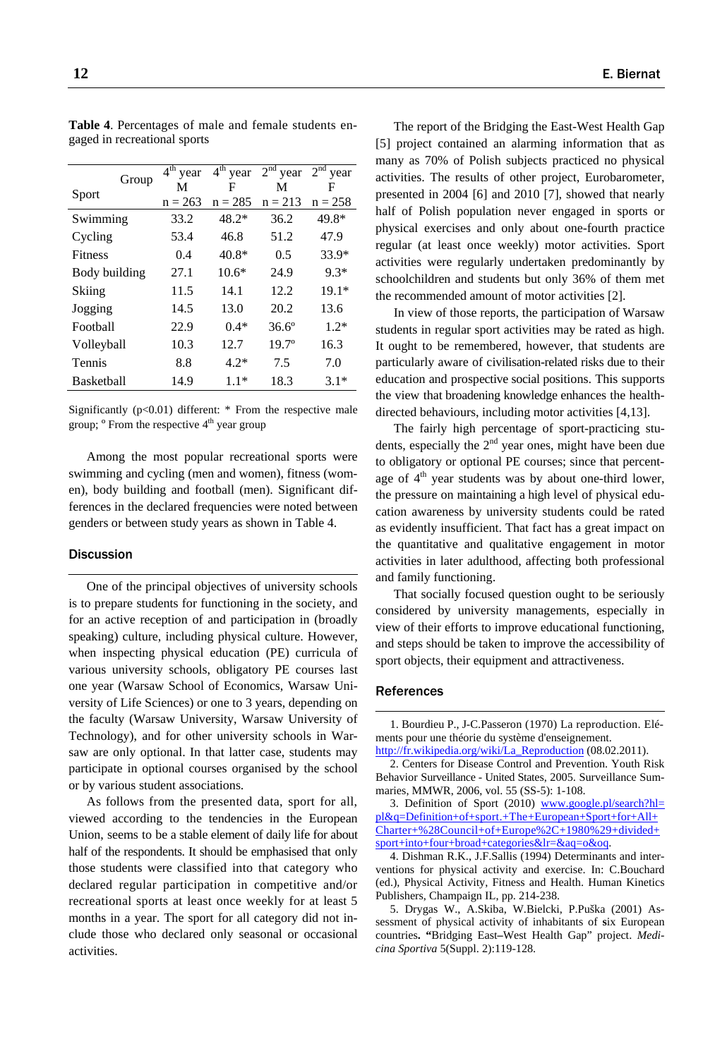**Table 4**. Percentages of male and female students engaged in recreational sports

| Sport / Group | 4th year M n = 263 | 4th year F n = 285 | 2nd year M n = 213 | 2nd year F n = 258 |
|---|---|---|---|---|
| Swimming | 33.2 | 48.2* | 36.2 | 49.8* |
| Cycling | 53.4 | 46.8 | 51.2 | 47.9 |
| Fitness | 0.4 | 40.8* | 0.5 | 33.9* |
| Body building | 27.1 | 10.6* | 24.9 | 9.3* |
| Skiing | 11.5 | 14.1 | 12.2 | 19.1* |
| Jogging | 14.5 | 13.0 | 20.2 | 13.6 |
| Football | 22.9 | 0.4* | 36.6° | 1.2* |
| Volleyball | 10.3 | 12.7 | 19.7° | 16.3 |
| Tennis | 8.8 | 4.2* | 7.5 | 7.0 |
| Basketball | 14.9 | 1.1* | 18.3 | 3.1* |

Significantly ($p<0.01$) different: * From the respective male group; ° From the respective 4th year group

Among the most popular recreational sports were swimming and cycling (men and women), fitness (women), body building and football (men). Significant differences in the declared frequencies were noted between genders or between study years as shown in Table 4.

## Discussion

One of the principal objectives of university schools is to prepare students for functioning in the society, and for an active reception of and participation in (broadly speaking) culture, including physical culture. However, when inspecting physical education (PE) curricula of various university schools, obligatory PE courses last one year (Warsaw School of Economics, Warsaw University of Life Sciences) or one to 3 years, depending on the faculty (Warsaw University, Warsaw University of Technology), and for other university schools in Warsaw are only optional. In that latter case, students may participate in optional courses organised by the school or by various student associations.

As follows from the presented data, sport for all, viewed according to the tendencies in the European Union, seems to be a stable element of daily life for about half of the respondents. It should be emphasised that only those students were classified into that category who declared regular participation in competitive and/or recreational sports at least once weekly for at least 5 months in a year. The sport for all category did not include those who declared only seasonal or occasional activities.

The report of the Bridging the East-West Health Gap [5] project contained an alarming information that as many as 70% of Polish subjects practiced no physical activities. The results of other project, Eurobarometer, presented in 2004 [6] and 2010 [7], showed that nearly half of Polish population never engaged in sports or physical exercises and only about one-fourth practice regular (at least once weekly) motor activities. Sport activities were regularly undertaken predominantly by schoolchildren and students but only 36% of them met the recommended amount of motor activities [2].

In view of those reports, the participation of Warsaw students in regular sport activities may be rated as high. It ought to be remembered, however, that students are particularly aware of civilisation-related risks due to their education and prospective social positions. This supports the view that broadening knowledge enhances the health-directed behaviours, including motor activities [4,13].

The fairly high percentage of sport-practicing students, especially the 2nd year ones, might have been due to obligatory or optional PE courses; since that percentage of 4th year students was by about one-third lower, the pressure on maintaining a high level of physical education awareness by university students could be rated as evidently insufficient. That fact has a great impact on the quantitative and qualitative engagement in motor activities in later adulthood, affecting both professional and family functioning.

That socially focused question ought to be seriously considered by university managements, especially in view of their efforts to improve educational functioning, and steps should be taken to improve the accessibility of sport objects, their equipment and attractiveness.

## References

1. Bourdieu P., J-C.Passeron (1970) La reproduction. Eléments pour une théorie du système d'enseignement. http://fr.wikipedia.org/wiki/La_Reproduction (08.02.2011).

2. Centers for Disease Control and Prevention. Youth Risk Behavior Surveillance - United States, 2005. Surveillance Summaries, MMWR, 2006, vol. 55 (SS-5): 1-108.

3. Definition of Sport (2010) www.google.pl/search?hl=pl&q=Definition+of+sport.+The+European+Sport+for+All+Charter+%28Council+of+Europe%2C+1980%29+divided+sport+into+four+broad+categories&lr=&aq=o&oq.

4. Dishman R.K., J.F.Sallis (1994) Determinants and interventions for physical activity and exercise. In: C.Bouchard (ed.), Physical Activity, Fitness and Health. Human Kinetics Publishers, Champaign IL, pp. 214-238.

5. Drygas W., A.Skiba, W.Bielcki, P.Puška (2001) Assessment of physical activity of inhabitants of six European countries. **"**Bridging East–West Health Gap" project. *Medicina Sportiva* 5(Suppl. 2):119-128.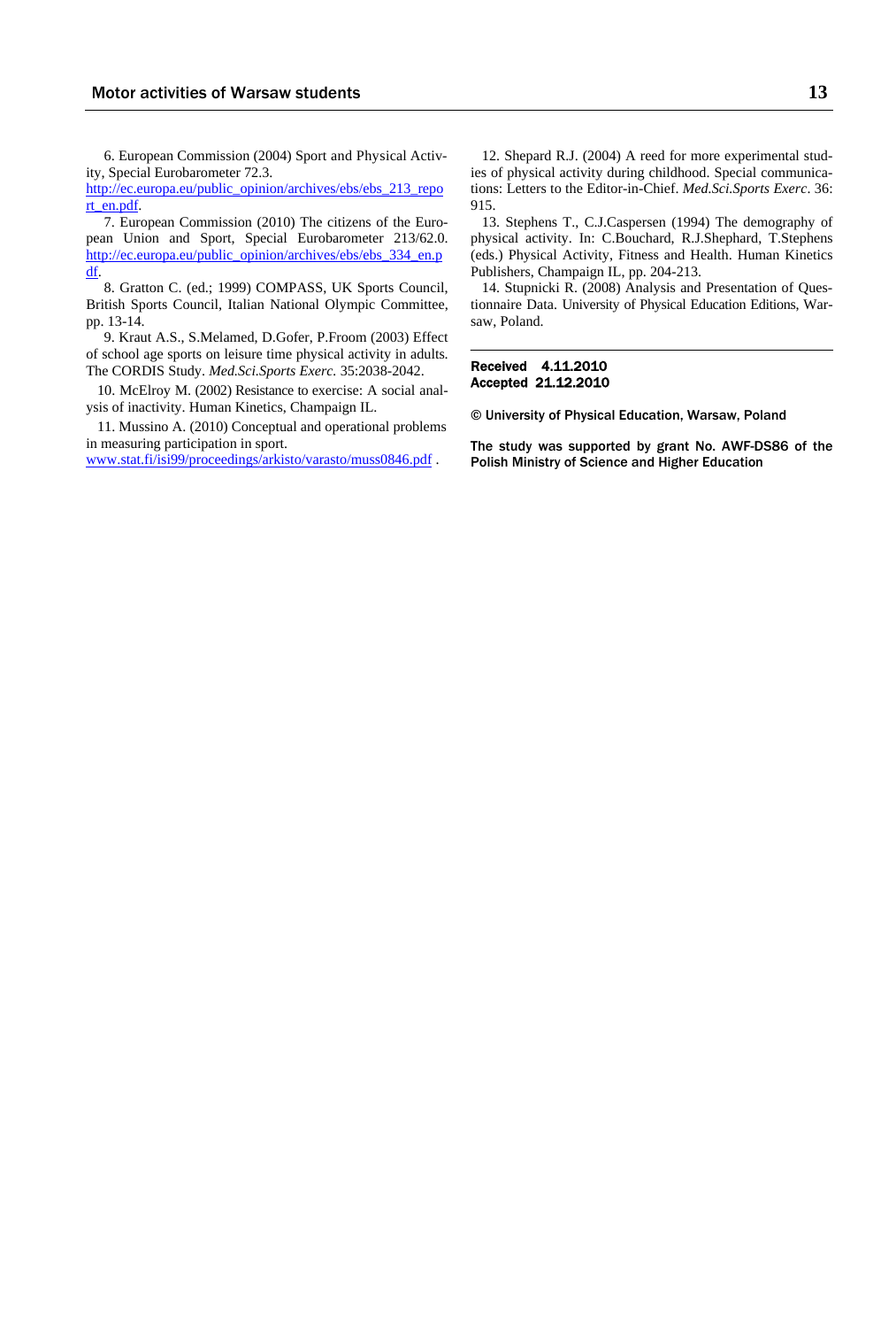6. European Commission (2004) Sport and Physical Activity, Special Eurobarometer 72.3. http://ec.europa.eu/public_opinion/archives/ebs/ebs_213_report_en.pdf.

7. European Commission (2010) The citizens of the European Union and Sport, Special Eurobarometer 213/62.0. http://ec.europa.eu/public_opinion/archives/ebs/ebs_334_en.pdf.

8. Gratton C. (ed.; 1999) COMPASS, UK Sports Council, British Sports Council, Italian National Olympic Committee, pp. 13-14.

9. Kraut A.S., S.Melamed, D.Gofer, P.Froom (2003) Effect of school age sports on leisure time physical activity in adults. The CORDIS Study. *Med.Sci.Sports Exerc.* 35:2038-2042.

10. McElroy M. (2002) Resistance to exercise: A social analysis of inactivity. Human Kinetics, Champaign IL.

11. Mussino A. (2010) Conceptual and operational problems in measuring participation in sport. www.stat.fi/isi99/proceedings/arkisto/varasto/muss0846.pdf .

12. Shepard R.J. (2004) A reed for more experimental studies of physical activity during childhood. Special communications: Letters to the Editor-in-Chief. *Med.Sci.Sports Exerc*. 36: 915.

13. Stephens T., C.J.Caspersen (1994) The demography of physical activity. In: C.Bouchard, R.J.Shephard, T.Stephens (eds.) Physical Activity, Fitness and Health. Human Kinetics Publishers, Champaign IL, pp. 204-213.

14. Stupnicki R. (2008) Analysis and Presentation of Questionnaire Data. University of Physical Education Editions, Warsaw, Poland.

---

**Received 4.11.2010**
**Accepted 21.12.2010**

**© University of Physical Education, Warsaw, Poland**

**The study was supported by grant No. AWF-DS86 of the Polish Ministry of Science and Higher Education**